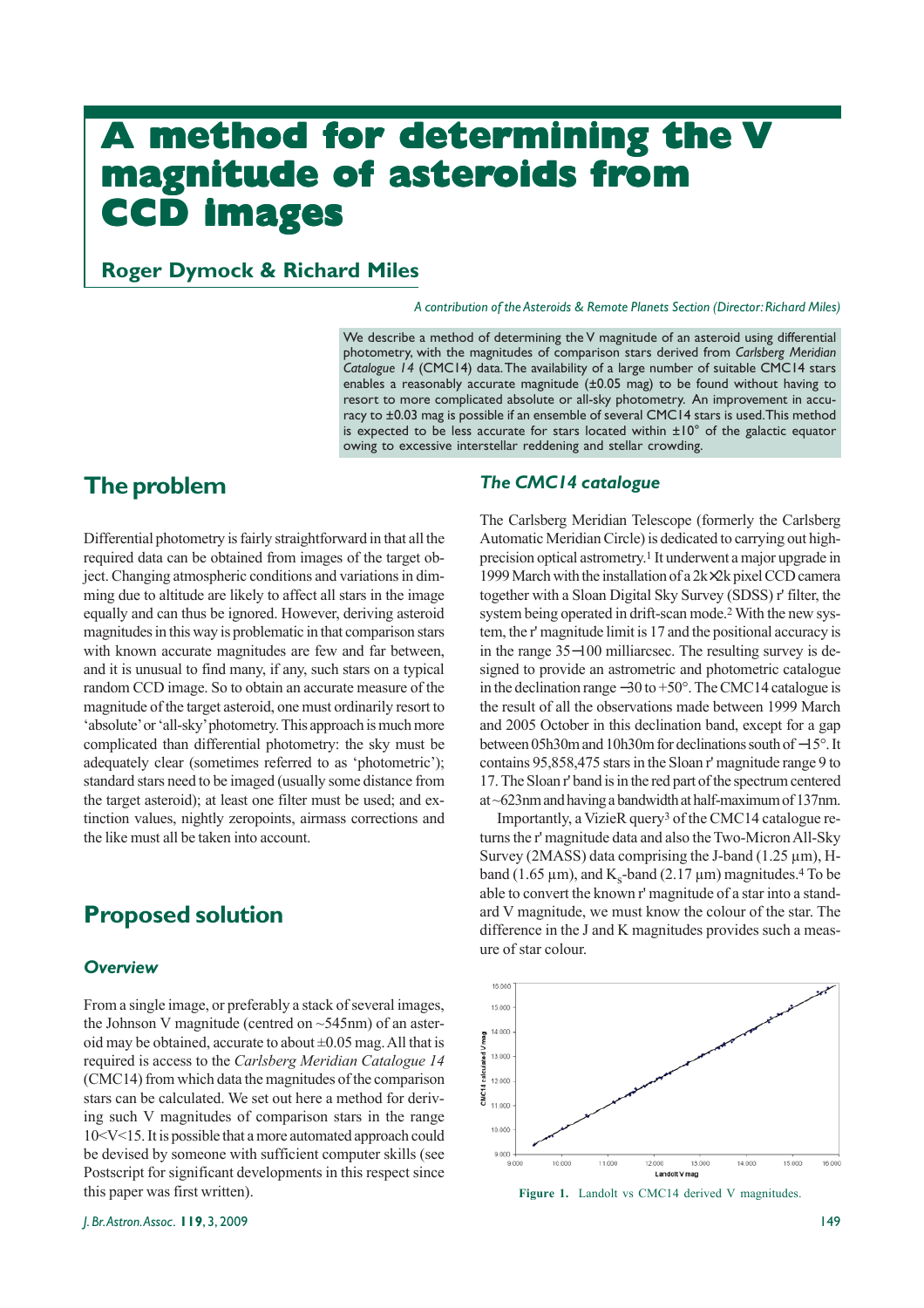# A method for determining the V magnitude of asteroids from CCD images

## Roger Dymock & Richard Miles

*A contribution of the Asteroids & Remote Planets Section (Director: Richard Miles)*

We describe a method of determining the V magnitude of an asteroid using differential photometry, with the magnitudes of comparison stars derived from *Carlsberg Meridian Catalogue 14* (CMC14) data. The availability of a large number of suitable CMC14 stars enables a reasonably accurate magnitude (±0.05 mag) to be found without having to resort to more complicated absolute or all-sky photometry. An improvement in accuracy to ±0.03 mag is possible if an ensemble of several CMC14 stars is used. This method is expected to be less accurate for stars located within ±10° of the galactic equator owing to excessive interstellar reddening and stellar crowding.

## The problem

Differential photometry is fairly straightforward in that all the required data can be obtained from images of the target object. Changing atmospheric conditions and variations in dimming due to altitude are likely to affect all stars in the image equally and can thus be ignored. However, deriving asteroid magnitudes in this way is problematic in that comparison stars with known accurate magnitudes are few and far between, and it is unusual to find many, if any, such stars on a typical random CCD image. So to obtain an accurate measure of the magnitude of the target asteroid, one must ordinarily resort to 'absolute' or 'all-sky' photometry. This approach is much more complicated than differential photometry: the sky must be adequately clear (sometimes referred to as 'photometric'); standard stars need to be imaged (usually some distance from the target asteroid); at least one filter must be used; and extinction values, nightly zeropoints, airmass corrections and the like must all be taken into account.

## Proposed solution

### Overview

From a single image, or preferably a stack of several images, the Johnson V magnitude (centred on ~545nm) of an asteroid may be obtained, accurate to about ±0.05 mag. All that is required is access to the *Carlsberg Meridian Catalogue 14* (CMC14) from which data the magnitudes of the comparison stars can be calculated. We set out here a method for deriving such V magnitudes of comparison stars in the range 10<V<15. It is possible that a more automated approach could be devised by someone with sufficient computer skills (see Postscript for significant developments in this respect since this paper was first written).

### The CMC14 catalogue

The Carlsberg Meridian Telescope (formerly the Carlsberg Automatic Meridian Circle) is dedicated to carrying out high-precision optical astrometry.[1] It underwent a major upgrade in 1999 March with the installation of a 2k×2k pixel CCD camera together with a Sloan Digital Sky Survey (SDSS) r' filter, the system being operated in drift-scan mode.[2] With the new system, the r' magnitude limit is 17 and the positional accuracy is in the range 35−100 milliarcsec. The resulting survey is designed to provide an astrometric and photometric catalogue in the declination range −30 to +50°. The CMC14 catalogue is the result of all the observations made between 1999 March and 2005 October in this declination band, except for a gap between 05h30m and 10h30m for declinations south of −15°. It contains 95,858,475 stars in the Sloan r' magnitude range 9 to 17. The Sloan r' band is in the red part of the spectrum centered at ~623nm and having a bandwidth at half-maximum of 137nm.

Importantly, a VizieR query[3] of the CMC14 catalogue returns the r' magnitude data and also the Two-Micron All-Sky Survey (2MASS) data comprising the J-band (1.25 µm), H-band (1.65 µm), and $K_s$-band (2.17 µm) magnitudes.[4] To be able to convert the known r' magnitude of a star into a standard V magnitude, we must know the colour of the star. The difference in the J and K magnitudes provides such a measure of star colour.

Figure 1. Landolt vs CMC14 derived V magnitudes.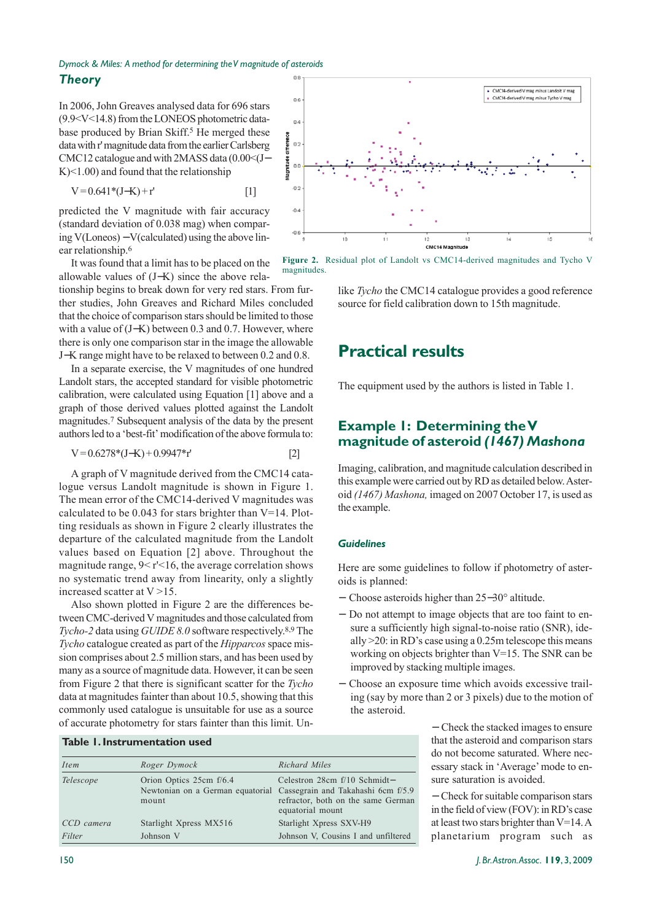## Theory

In 2006, John Greaves analysed data for 696 stars ($9.9<V<14.8$) from the LONEOS photometric database produced by Brian Skiff.[5] He merged these data with r' magnitude data from the earlier Carlsberg CMC12 catalogue and with 2MASS data ($0.00<(J-K)<1.00$) and found that the relationship

$$V = 0.641*(J-K) + r' \quad [1]$$

predicted the V magnitude with fair accuracy (standard deviation of 0.038 mag) when comparing V(Loneos) − V(calculated) using the above linear relationship.[6]

It was found that a limit has to be placed on the allowable values of (J−K) since the above relationship begins to break down for very red stars. From further studies, John Greaves and Richard Miles concluded that the choice of comparison stars should be limited to those with a value of (J−K) between 0.3 and 0.7. However, where there is only one comparison star in the image the allowable J−K range might have to be relaxed to between 0.2 and 0.8.

In a separate exercise, the V magnitudes of one hundred Landolt stars, the accepted standard for visible photometric calibration, were calculated using Equation [1] above and a graph of those derived values plotted against the Landolt magnitudes.[7] Subsequent analysis of the data by the present authors led to a 'best-fit' modification of the above formula to:

$$V = 0.6278*(J-K) + 0.9947*r' \quad [2]$$

A graph of V magnitude derived from the CMC14 catalogue versus Landolt magnitude is shown in Figure 1. The mean error of the CMC14-derived V magnitudes was calculated to be 0.043 for stars brighter than V=14. Plotting residuals as shown in Figure 2 clearly illustrates the departure of the calculated magnitude from the Landolt values based on Equation [2] above. Throughout the magnitude range, $9<r'<16$, the average correlation shows no systematic trend away from linearity, only a slightly increased scatter at $V>15$.

Also shown plotted in Figure 2 are the differences between CMC-derived V magnitudes and those calculated from *Tycho-2* data using *GUIDE 8.0* software respectively.[8,9] The *Tycho* catalogue created as part of the *Hipparcos* space mission comprises about 2.5 million stars, and has been used by many as a source of magnitude data. However, it can be seen from Figure 2 that there is significant scatter for the *Tycho* data at magnitudes fainter than about 10.5, showing that this commonly used catalogue is unsuitable for use as a source of accurate photometry for stars fainter than this limit. Unlike *Tycho* the CMC14 catalogue provides a good reference source for field calibration down to 15th magnitude.

**Figure 2.** Residual plot of Landolt vs CMC14-derived magnitudes and Tycho V magnitudes.

# Practical results

The equipment used by the authors is listed in Table 1.

## Example 1: Determining the V magnitude of asteroid *(1467) Mashona*

Imaging, calibration, and magnitude calculation described in this example were carried out by RD as detailed below. Asteroid *(1467) Mashona,* imaged on 2007 October 17, is used as the example.

### Guidelines

Here are some guidelines to follow if photometry of asteroids is planned:

- Choose asteroids higher than 25−30° altitude.
- Do not attempt to image objects that are too faint to ensure a sufficiently high signal-to-noise ratio (SNR), ideally >20: in RD's case using a 0.25m telescope this means working on objects brighter than V=15. The SNR can be improved by stacking multiple images.
- Choose an exposure time which avoids excessive trailing (say by more than 2 or 3 pixels) due to the motion of the asteroid.
- Check the stacked images to ensure that the asteroid and comparison stars do not become saturated. Where necessary stack in 'Average' mode to ensure saturation is avoided.
- Check for suitable comparison stars in the field of view (FOV): in RD's case at least two stars brighter than V=14. A planetarium program such as

**Table 1. Instrumentation used**

| *Item* | *Roger Dymock* | *Richard Miles* |
|---|---|---|
| *Telescope* | Orion Optics 25cm f/6.4 Newtonian on a German equatorial mount | Celestron 28cm f/10 Schmidt−Cassegrain and Takahashi 6cm f/5.9 refractor, both on the same German equatorial mount |
| *CCD camera* | Starlight Xpress MX516 | Starlight Xpress SXV-H9 |
| *Filter* | Johnson V | Johnson V, Cousins I and unfiltered |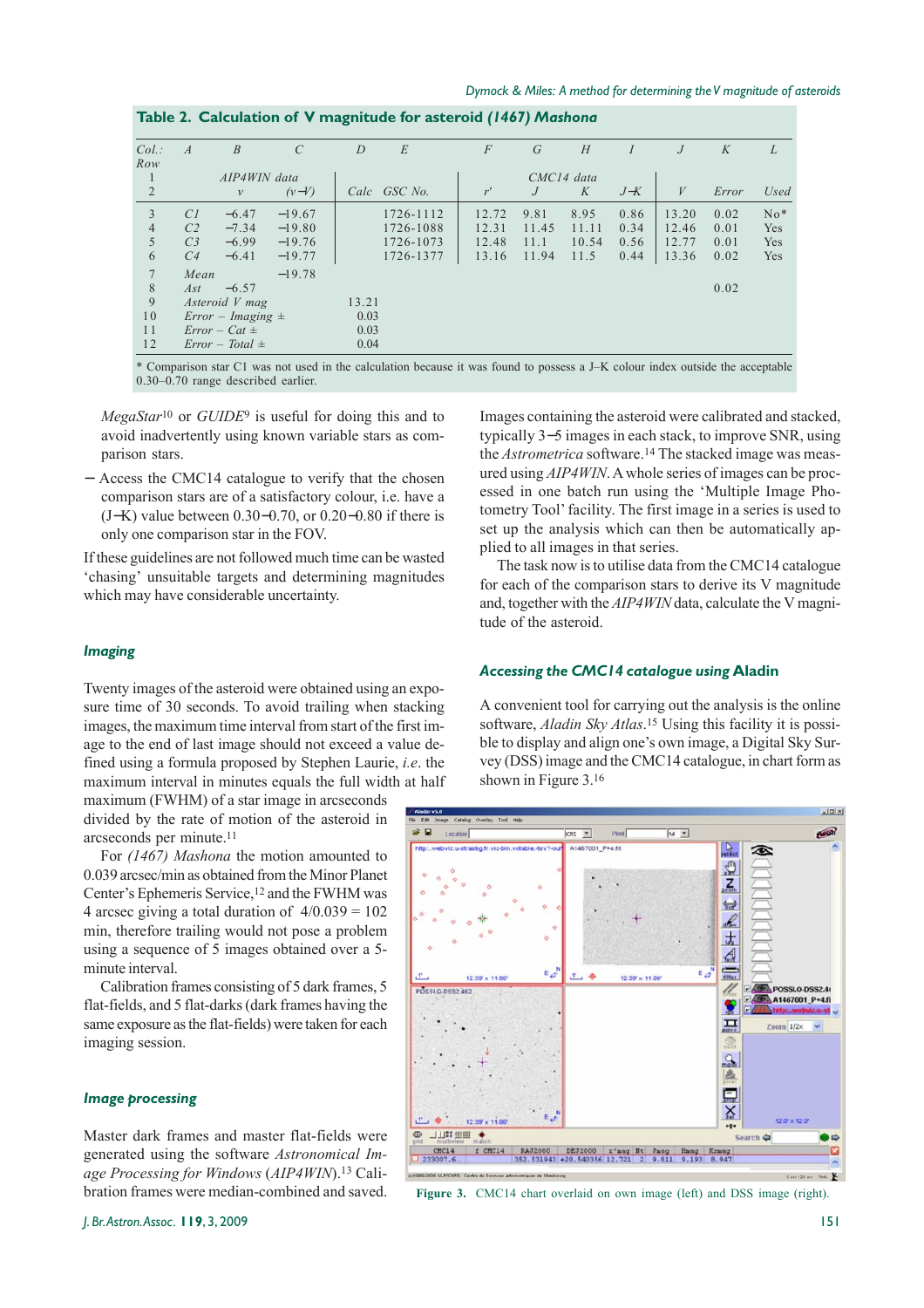**Table 2. Calculation of V magnitude for asteroid *(1467) Mashona***

| Col.: Row | A | B | C | D | E | F | G | H | I | J | K | L |
|---|---|---|---|---|---|---|---|---|---|---|---|---|
| 1 | | AIP4WIN data | | | | | CMC14 data | | | | | |
| 2 | | *v* | *(v–V)* | Calc | GSC No. | *r'* | *J* | *K* | *J–K* | *V* | Error | Used |
| 3 | C1 | −6.47 | −19.67 | | 1726-1112 | 12.72 | 9.81 | 8.95 | 0.86 | 13.20 | 0.02 | No* |
| 4 | C2 | −7.34 | −19.80 | | 1726-1088 | 12.31 | 11.45 | 11.11 | 0.34 | 12.46 | 0.01 | Yes |
| 5 | C3 | −6.99 | −19.76 | | 1726-1073 | 12.48 | 11.1 | 10.54 | 0.56 | 12.77 | 0.01 | Yes |
| 6 | C4 | −6.41 | −19.77 | | 1726-1377 | 13.16 | 11.94 | 11.5 | 0.44 | 13.36 | 0.02 | Yes |
| 7 | Mean | | −19.78 | | | | | | | | | |
| 8 | Ast | −6.57 | | | | | | | | | 0.02 | |
| 9 | Asteroid V mag | | | 13.21 | | | | | | | | |
| 10 | Error – Imaging ± | | | 0.03 | | | | | | | | |
| 11 | Error – Cat ± | | | 0.03 | | | | | | | | |
| 12 | Error – Total ± | | | 0.04 | | | | | | | | |

\* Comparison star C1 was not used in the calculation because it was found to possess a J–K colour index outside the acceptable 0.30–0.70 range described earlier.

*MegaStar*[10] or *GUIDE*[9] is useful for doing this and to avoid inadvertently using known variable stars as comparison stars.

– Access the CMC14 catalogue to verify that the chosen comparison stars are of a satisfactory colour, i.e. have a (J–K) value between 0.30–0.70, or 0.20–0.80 if there is only one comparison star in the FOV.

If these guidelines are not followed much time can be wasted 'chasing' unsuitable targets and determining magnitudes which may have considerable uncertainty.

### *Imaging*

Twenty images of the asteroid were obtained using an exposure time of 30 seconds. To avoid trailing when stacking images, the maximum time interval from start of the first image to the end of last image should not exceed a value defined using a formula proposed by Stephen Laurie, *i.e.* the maximum interval in minutes equals the full width at half maximum (FWHM) of a star image in arcseconds divided by the rate of motion of the asteroid in arcseconds per minute.[11]

For *(1467) Mashona* the motion amounted to 0.039 arcsec/min as obtained from the Minor Planet Center's Ephemeris Service,[12] and the FWHM was 4 arcsec giving a total duration of 4/0.039 = 102 min, therefore trailing would not pose a problem using a sequence of 5 images obtained over a 5-minute interval.

Calibration frames consisting of 5 dark frames, 5 flat-fields, and 5 flat-darks (dark frames having the same exposure as the flat-fields) were taken for each imaging session.

### *Image processing*

Master dark frames and master flat-fields were generated using the software *Astronomical Image Processing for Windows* (*AIP4WIN*).[13] Calibration frames were median-combined and saved.

Images containing the asteroid were calibrated and stacked, typically 3–5 images in each stack, to improve SNR, using the *Astrometrica* software.[14] The stacked image was measured using *AIP4WIN*. A whole series of images can be processed in one batch run using the 'Multiple Image Photometry Tool' facility. The first image in a series is used to set up the analysis which can then be automatically applied to all images in that series.

The task now is to utilise data from the CMC14 catalogue for each of the comparison stars to derive its V magnitude and, together with the *AIP4WIN* data, calculate the V magnitude of the asteroid.

### *Accessing the CMC14 catalogue using* Aladin

A convenient tool for carrying out the analysis is the online software, *Aladin Sky Atlas*.[15] Using this facility it is possible to display and align one's own image, a Digital Sky Survey (DSS) image and the CMC14 catalogue, in chart form as shown in Figure 3.[16]

**Figure 3.** CMC14 chart overlaid on own image (left) and DSS image (right).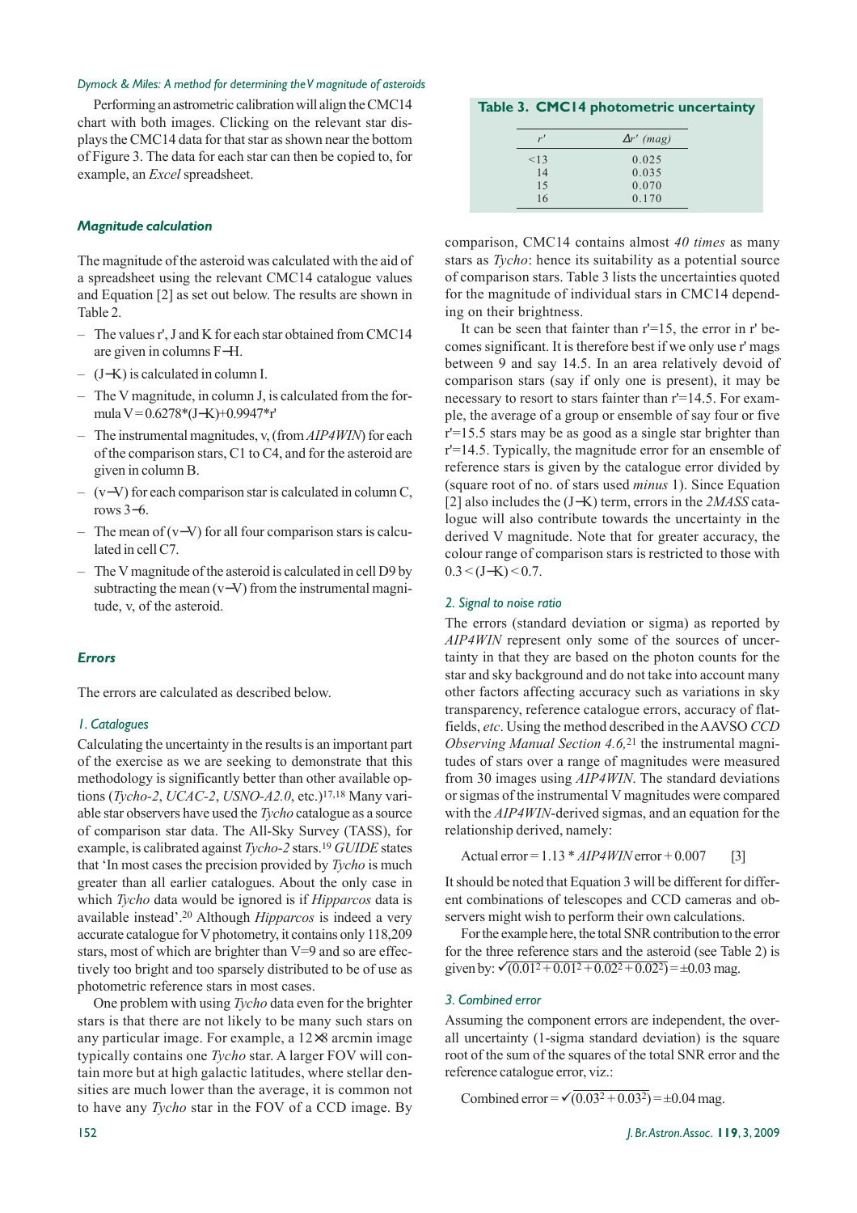Performing an astrometric calibration will align the CMC14 chart with both images. Clicking on the relevant star displays the CMC14 data for that star as shown near the bottom of Figure 3. The data for each star can then be copied to, for example, an *Excel* spreadsheet.

### *Magnitude calculation*

The magnitude of the asteroid was calculated with the aid of a spreadsheet using the relevant CMC14 catalogue values and Equation [2] as set out below. The results are shown in Table 2.

- The values r', J and K for each star obtained from CMC14 are given in columns F–H.
- (J–K) is calculated in column I.
- The V magnitude, in column J, is calculated from the formula V = 0.6278\*(J–K)+0.9947\*r'
- The instrumental magnitudes, v, (from *AIP4WIN*) for each of the comparison stars, C1 to C4, and for the asteroid are given in column B.
- (v–V) for each comparison star is calculated in column C, rows 3–6.
- The mean of (v–V) for all four comparison stars is calculated in cell C7.
- The V magnitude of the asteroid is calculated in cell D9 by subtracting the mean (v–V) from the instrumental magnitude, v, of the asteroid.

### *Errors*

The errors are calculated as described below.

#### *1. Catalogues*

Calculating the uncertainty in the results is an important part of the exercise as we are seeking to demonstrate that this methodology is significantly better than other available options (*Tycho-2*, *UCAC-2*, *USNO-A2.0*, etc.)[17,18] Many variable star observers have used the *Tycho* catalogue as a source of comparison star data. The All-Sky Survey (TASS), for example, is calibrated against *Tycho-2* stars.[19] *GUIDE* states that 'In most cases the precision provided by *Tycho* is much greater than all earlier catalogues. About the only case in which *Tycho* data would be ignored is if *Hipparcos* data is available instead'.[20] Although *Hipparcos* is indeed a very accurate catalogue for V photometry, it contains only 118,209 stars, most of which are brighter than V=9 and so are effectively too bright and too sparsely distributed to be of use as photometric reference stars in most cases.

One problem with using *Tycho* data even for the brighter stars is that there are not likely to be many such stars on any particular image. For example, a 12×8 arcmin image typically contains one *Tycho* star. A larger FOV will contain more but at high galactic latitudes, where stellar densities are much lower than the average, it is common not to have any *Tycho* star in the FOV of a CCD image. By comparison, CMC14 contains almost *40 times* as many stars as *Tycho*: hence its suitability as a potential source of comparison stars. Table 3 lists the uncertainties quoted for the magnitude of individual stars in CMC14 depending on their brightness.

**Table 3. CMC14 photometric uncertainty**

| *r'* | *Δr' (mag)* |
|---|---|
| <13 | 0.025 |
| 14 | 0.035 |
| 15 | 0.070 |
| 16 | 0.170 |

It can be seen that fainter than r'=15, the error in r' becomes significant. It is therefore best if we only use r' mags between 9 and say 14.5. In an area relatively devoid of comparison stars (say if only one is present), it may be necessary to resort to stars fainter than r'=14.5. For example, the average of a group or ensemble of say four or five r'=15.5 stars may be as good as a single star brighter than r'=14.5. Typically, the magnitude error for an ensemble of reference stars is given by the catalogue error divided by (square root of no. of stars used *minus* 1). Since Equation [2] also includes the (J–K) term, errors in the *2MASS* catalogue will also contribute towards the uncertainty in the derived V magnitude. Note that for greater accuracy, the colour range of comparison stars is restricted to those with $0.3 < (J–K) < 0.7$.

#### *2. Signal to noise ratio*

The errors (standard deviation or sigma) as reported by *AIP4WIN* represent only some of the sources of uncertainty in that they are based on the photon counts for the star and sky background and do not take into account many other factors affecting accuracy such as variations in sky transparency, reference catalogue errors, accuracy of flat-fields, *etc*. Using the method described in the AAVSO *CCD Observing Manual Section 4.6,*[21] the instrumental magnitudes of stars over a range of magnitudes were measured from 30 images using *AIP4WIN*. The standard deviations or sigmas of the instrumental V magnitudes were compared with the *AIP4WIN*-derived sigmas, and an equation for the relationship derived, namely:

$$\text{Actual error} = 1.13 * \textit{AIP4WIN}\ \text{error} + 0.007 \qquad [3]$$

It should be noted that Equation 3 will be different for different combinations of telescopes and CCD cameras and observers might wish to perform their own calculations.

For the example here, the total SNR contribution to the error for the three reference stars and the asteroid (see Table 2) is given by: $\sqrt{(0.01^2 + 0.01^2 + 0.02^2 + 0.02^2)} = \pm 0.03$ mag.

#### *3. Combined error*

Assuming the component errors are independent, the overall uncertainty (1-sigma standard deviation) is the square root of the sum of the squares of the total SNR error and the reference catalogue error, viz.:

$$\text{Combined error} = \sqrt{(0.03^2 + 0.03^2)} = \pm 0.04 \text{ mag.}$$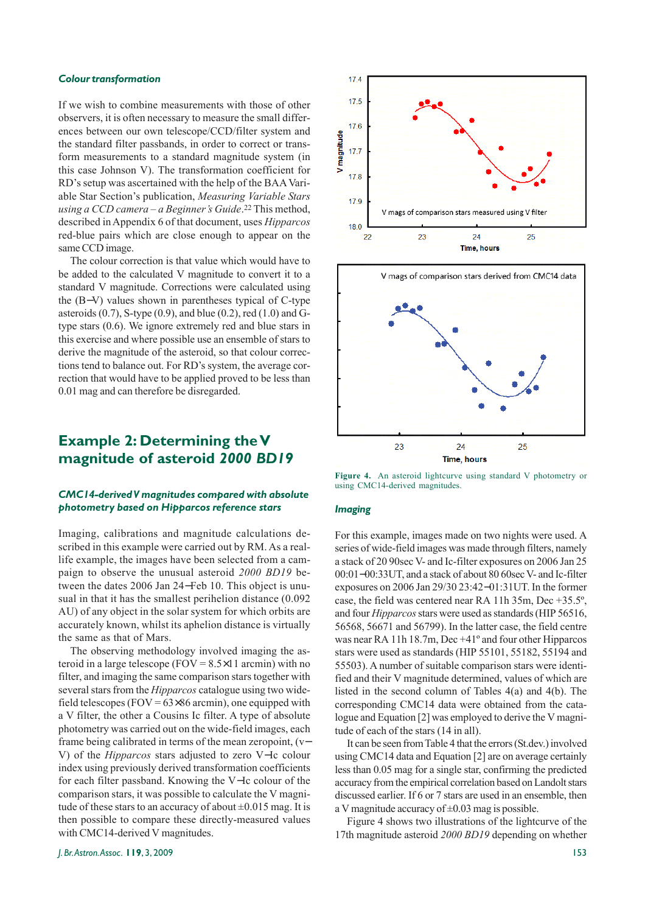### Colour transformation

If we wish to combine measurements with those of other observers, it is often necessary to measure the small differences between our own telescope/CCD/filter system and the standard filter passbands, in order to correct or transform measurements to a standard magnitude system (in this case Johnson V). The transformation coefficient for RD's setup was ascertained with the help of the BAA Variable Star Section's publication, *Measuring Variable Stars using a CCD camera – a Beginner's Guide*.[22] This method, described in Appendix 6 of that document, uses *Hipparcos* red-blue pairs which are close enough to appear on the same CCD image.

The colour correction is that value which would have to be added to the calculated V magnitude to convert it to a standard V magnitude. Corrections were calculated using the (B−V) values shown in parentheses typical of C-type asteroids (0.7), S-type (0.9), and blue (0.2), red (1.0) and G-type stars (0.6). We ignore extremely red and blue stars in this exercise and where possible use an ensemble of stars to derive the magnitude of the asteroid, so that colour corrections tend to balance out. For RD's system, the average correction that would have to be applied proved to be less than 0.01 mag and can therefore be disregarded.

## Example 2: Determining the V magnitude of asteroid *2000 BD19*

### CMC14-derived V magnitudes compared with absolute photometry based on Hipparcos reference stars

Imaging, calibrations and magnitude calculations described in this example were carried out by RM. As a real-life example, the images have been selected from a campaign to observe the unusual asteroid *2000 BD19* between the dates 2006 Jan 24−Feb 10. This object is unusual in that it has the smallest perihelion distance (0.092 AU) of any object in the solar system for which orbits are accurately known, whilst its aphelion distance is virtually the same as that of Mars.

The observing methodology involved imaging the asteroid in a large telescope (FOV = 8.5×11 arcmin) with no filter, and imaging the same comparison stars together with several stars from the *Hipparcos* catalogue using two wide-field telescopes (FOV = 63×86 arcmin), one equipped with a V filter, the other a Cousins Ic filter. A type of absolute photometry was carried out on the wide-field images, each frame being calibrated in terms of the mean zeropoint, (v−V) of the *Hipparcos* stars adjusted to zero V−Ic colour index using previously derived transformation coefficients for each filter passband. Knowing the V−Ic colour of the comparison stars, it was possible to calculate the V magnitude of these stars to an accuracy of about ±0.015 mag. It is then possible to compare these directly-measured values with CMC14-derived V magnitudes.

Figure 4. An asteroid lightcurve using standard V photometry or using CMC14-derived magnitudes.

### Imaging

For this example, images made on two nights were used. A series of wide-field images was made through filters, namely a stack of 20 90sec V- and Ic-filter exposures on 2006 Jan 25 00:01−00:33UT, and a stack of about 80 60sec V- and Ic-filter exposures on 2006 Jan 29/30 23:42−01:31UT. In the former case, the field was centered near RA 11h 35m, Dec +35.5°, and four *Hipparcos* stars were used as standards (HIP 56516, 56568, 56671 and 56799). In the latter case, the field centre was near RA 11h 18.7m, Dec +41° and four other Hipparcos stars were used as standards (HIP 55101, 55182, 55194 and 55503). A number of suitable comparison stars were identified and their V magnitude determined, values of which are listed in the second column of Tables 4(a) and 4(b). The corresponding CMC14 data were obtained from the catalogue and Equation [2] was employed to derive the V magnitude of each of the stars (14 in all).

It can be seen from Table 4 that the errors (St.dev.) involved using CMC14 data and Equation [2] are on average certainly less than 0.05 mag for a single star, confirming the predicted accuracy from the empirical correlation based on Landolt stars discussed earlier. If 6 or 7 stars are used in an ensemble, then a V magnitude accuracy of ±0.03 mag is possible.

Figure 4 shows two illustrations of the lightcurve of the 17th magnitude asteroid *2000 BD19* depending on whether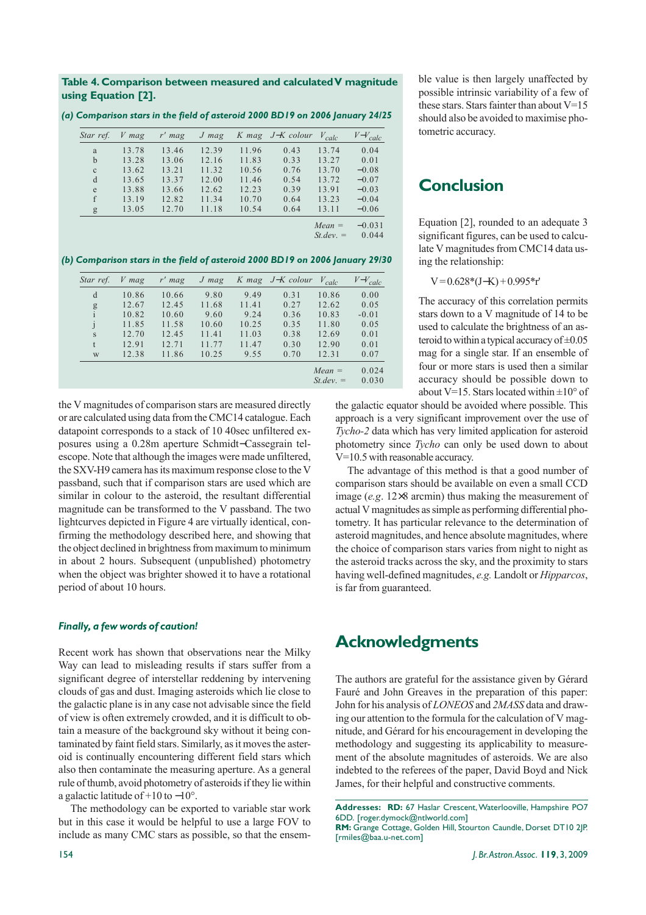**Table 4. Comparison between measured and calculated V magnitude using Equation [2].**

***(a) Comparison stars in the field of asteroid 2000 BD19 on 2006 January 24/25***

| Star ref. | V mag | r′ mag | J mag | K mag | J−K colour | $V_{calc}$ | $V-V_{calc}$ |
|---|---|---|---|---|---|---|---|
| a | 13.78 | 13.46 | 12.39 | 11.96 | 0.43 | 13.74 | 0.04 |
| b | 13.28 | 13.06 | 12.16 | 11.83 | 0.33 | 13.27 | 0.01 |
| c | 13.62 | 13.21 | 11.32 | 10.56 | 0.76 | 13.70 | −0.08 |
| d | 13.65 | 13.37 | 12.00 | 11.46 | 0.54 | 13.72 | −0.07 |
| e | 13.88 | 13.66 | 12.62 | 12.23 | 0.39 | 13.91 | −0.03 |
| f | 13.19 | 12.82 | 11.34 | 10.70 | 0.64 | 13.23 | −0.04 |
| g | 13.05 | 12.70 | 11.18 | 10.54 | 0.64 | 13.11 | −0.06 |
| | | | | | | *Mean =* | −0.031 |
| | | | | | | *St.dev. =* | 0.044 |

***(b) Comparison stars in the field of asteroid 2000 BD19 on 2006 January 29/30***

| Star ref. | V mag | r′ mag | J mag | K mag | J−K colour | $V_{calc}$ | $V-V_{calc}$ |
|---|---|---|---|---|---|---|---|
| d | 10.86 | 10.66 | 9.80 | 9.49 | 0.31 | 10.86 | 0.00 |
| g | 12.67 | 12.45 | 11.68 | 11.41 | 0.27 | 12.62 | 0.05 |
| i | 10.82 | 10.60 | 9.60 | 9.24 | 0.36 | 10.83 | -0.01 |
| j | 11.85 | 11.58 | 10.60 | 10.25 | 0.35 | 11.80 | 0.05 |
| s | 12.70 | 12.45 | 11.41 | 11.03 | 0.38 | 12.69 | 0.01 |
| t | 12.91 | 12.71 | 11.77 | 11.47 | 0.30 | 12.90 | 0.01 |
| w | 12.38 | 11.86 | 10.25 | 9.55 | 0.70 | 12.31 | 0.07 |
| | | | | | | *Mean =* | 0.024 |
| | | | | | | *St.dev. =* | 0.030 |

the V magnitudes of comparison stars are measured directly or are calculated using data from the CMC14 catalogue. Each datapoint corresponds to a stack of 10 40sec unfiltered exposures using a 0.28m aperture Schmidt−Cassegrain telescope. Note that although the images were made unfiltered, the SXV-H9 camera has its maximum response close to the V passband, such that if comparison stars are used which are similar in colour to the asteroid, the resultant differential magnitude can be transformed to the V passband. The two lightcurves depicted in Figure 4 are virtually identical, confirming the methodology described here, and showing that the object declined in brightness from maximum to minimum in about 2 hours. Subsequent (unpublished) photometry when the object was brighter showed it to have a rotational period of about 10 hours.

### *Finally, a few words of caution!*

Recent work has shown that observations near the Milky Way can lead to misleading results if stars suffer from a significant degree of interstellar reddening by intervening clouds of gas and dust. Imaging asteroids which lie close to the galactic plane is in any case not advisable since the field of view is often extremely crowded, and it is difficult to obtain a measure of the background sky without it being contaminated by faint field stars. Similarly, as it moves the asteroid is continually encountering different field stars which also then contaminate the measuring aperture. As a general rule of thumb, avoid photometry of asteroids if they lie within a galactic latitude of +10 to −10°.

The methodology can be exported to variable star work but in this case it would be helpful to use a large FOV to include as many CMC stars as possible, so that the ensemble value is then largely unaffected by possible intrinsic variability of a few of these stars. Stars fainter than about V=15 should also be avoided to maximise photometric accuracy.

## Conclusion

Equation [2], rounded to an adequate 3 significant figures, can be used to calculate V magnitudes from CMC14 data using the relationship:

$$V = 0.628*(J-K) + 0.995*r'$$

The accuracy of this correlation permits stars down to a V magnitude of 14 to be used to calculate the brightness of an asteroid to within a typical accuracy of ±0.05 mag for a single star. If an ensemble of four or more stars is used then a similar accuracy should be possible down to about V=15. Stars located within ±10° of the galactic equator should be avoided where possible. This approach is a very significant improvement over the use of *Tycho-2* data which has very limited application for asteroid photometry since *Tycho* can only be used down to about V=10.5 with reasonable accuracy.

The advantage of this method is that a good number of comparison stars should be available on even a small CCD image (*e.g*. 12×8 arcmin) thus making the measurement of actual V magnitudes as simple as performing differential photometry. It has particular relevance to the determination of asteroid magnitudes, and hence absolute magnitudes, where the choice of comparison stars varies from night to night as the asteroid tracks across the sky, and the proximity to stars having well-defined magnitudes, *e.g.* Landolt or *Hipparcos*, is far from guaranteed.

## Acknowledgments

The authors are grateful for the assistance given by Gérard Fauré and John Greaves in the preparation of this paper: John for his analysis of *LONEOS* and *2MASS* data and drawing our attention to the formula for the calculation of V magnitude, and Gérard for his encouragement in developing the methodology and suggesting its applicability to measurement of the absolute magnitudes of asteroids. We are also indebted to the referees of the paper, David Boyd and Nick James, for their helpful and constructive comments.

**Addresses: RD:** 67 Haslar Crescent, Waterlooville, Hampshire PO7 6DD. [roger.dymock@ntlworld.com]
**RM:** Grange Cottage, Golden Hill, Stourton Caundle, Dorset DT10 2JP. [rmiles@baa.u-net.com]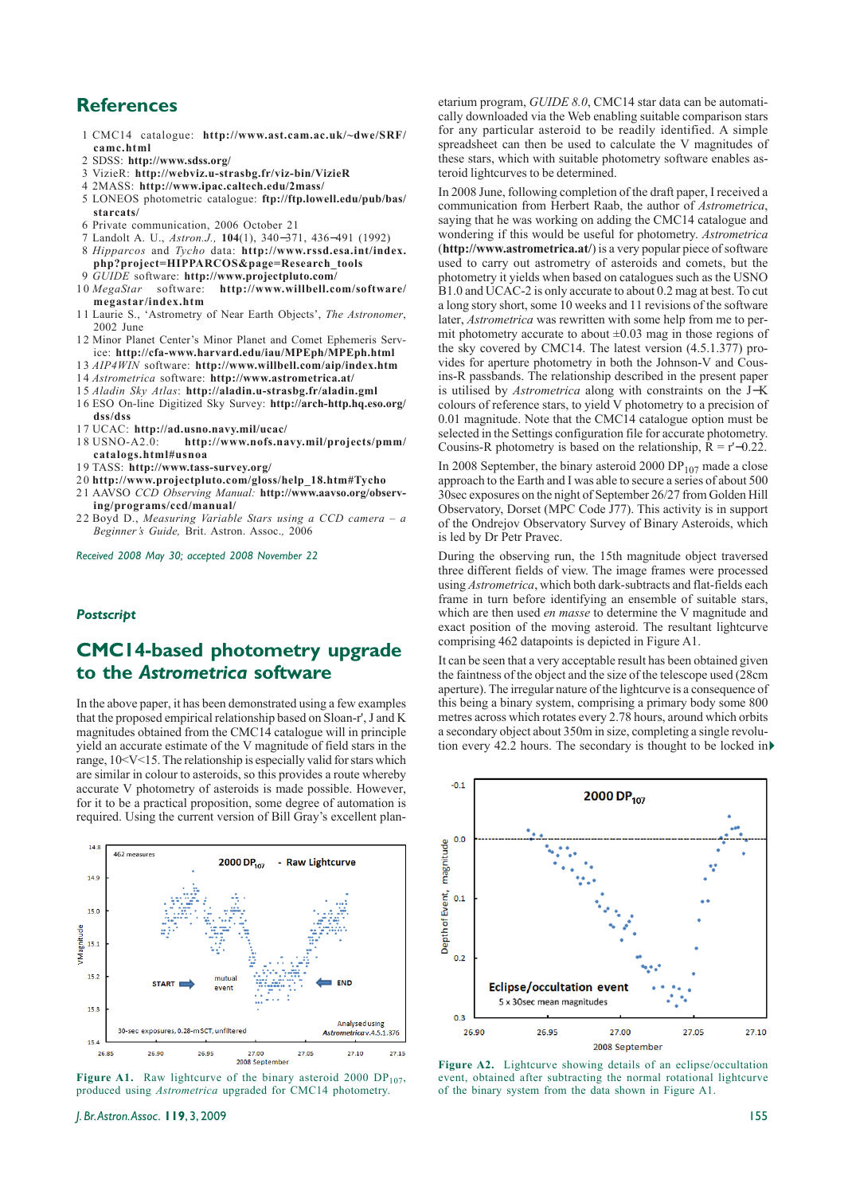## References

1 CMC14 catalogue: **http://www.ast.cam.ac.uk/~dwe/SRF/camc.html**
2 SDSS: **http://www.sdss.org/**
3 VizieR: **http://webviz.u-strasbg.fr/viz-bin/VizieR**
4 2MASS: **http://www.ipac.caltech.edu/2mass/**
5 LONEOS photometric catalogue: **ftp://ftp.lowell.edu/pub/bas/starcats/**
6 Private communication, 2006 October 21
7 Landolt A. U., *Astron.J.,* **104**(1), 340–371, 436–491 (1992)
8 *Hipparcos* and *Tycho* data: **http://www.rssd.esa.int/index.php?project=HIPPARCOS&page=Research_tools**
9 *GUIDE* software: **http://www.projectpluto.com/**
10 *MegaStar* software: **http://www.willbell.com/software/megastar/index.htm**
11 Laurie S., 'Astrometry of Near Earth Objects', *The Astronomer*, 2002 June
12 Minor Planet Center's Minor Planet and Comet Ephemeris Service: **http://cfa-www.harvard.edu/iau/MPEph/MPEph.html**
13 *AIP4WIN* software: **http://www.willbell.com/aip/index.htm**
14 *Astrometrica* software: **http://www.astrometrica.at/**
15 *Aladin Sky Atlas*: **http://aladin.u-strasbg.fr/aladin.gml**
16 ESO On-line Digitized Sky Survey: **http://arch-http.hq.eso.org/dss/dss**
17 UCAC: **http://ad.usno.navy.mil/ucac/**
18 USNO-A2.0: **http://www.nofs.navy.mil/projects/pmm/catalogs.html#usnoa**
19 TASS: **http://www.tass-survey.org/**
20 **http://www.projectpluto.com/gloss/help_18.htm#Tycho**
21 AAVSO *CCD Observing Manual*: **http://www.aavso.org/observing/programs/ccd/manual/**
22 Boyd D., *Measuring Variable Stars using a CCD camera – a Beginner's Guide,* Brit. Astron. Assoc., 2006

*Received 2008 May 30; accepted 2008 November 22*

### *Postscript*

# CMC14-based photometry upgrade to the *Astrometrica* software

In the above paper, it has been demonstrated using a few examples that the proposed empirical relationship based on Sloan-r', J and K magnitudes obtained from the CMC14 catalogue will in principle yield an accurate estimate of the V magnitude of field stars in the range, $10<V<15$. The relationship is especially valid for stars which are similar in colour to asteroids, so this provides a route whereby accurate V photometry of asteroids is made possible. However, for it to be a practical proposition, some degree of automation is required. Using the current version of Bill Gray's excellent planetarium program, *GUIDE 8.0*, CMC14 star data can be automatically downloaded via the Web enabling suitable comparison stars for any particular asteroid to be readily identified. A simple spreadsheet can then be used to calculate the V magnitudes of these stars, which with suitable photometry software enables asteroid lightcurves to be determined.

In 2008 June, following completion of the draft paper, I received a communication from Herbert Raab, the author of *Astrometrica*, saying that he was working on adding the CMC14 catalogue and wondering if this would be useful for photometry. *Astrometrica* (**http://www.astrometrica.at/**) is a very popular piece of software used to carry out astrometry of asteroids and comets, but the photometry it yields when based on catalogues such as the USNO B1.0 and UCAC-2 is only accurate to about 0.2 mag at best. To cut a long story short, some 10 weeks and 11 revisions of the software later, *Astrometrica* was rewritten with some help from me to permit photometry accurate to about ±0.03 mag in those regions of the sky covered by CMC14. The latest version (4.5.1.377) provides for aperture photometry in both the Johnson-V and Cousins-R passbands. The relationship described in the present paper is utilised by *Astrometrica* along with constraints on the J–K colours of reference stars, to yield V photometry to a precision of 0.01 magnitude. Note that the CMC14 catalogue option must be selected in the Settings configuration file for accurate photometry. Cousins-R photometry is based on the relationship, $R = r'-0.22$.

In 2008 September, the binary asteroid 2000 $DP_{107}$ made a close approach to the Earth and I was able to secure a series of about 500 30sec exposures on the night of September 26/27 from Golden Hill Observatory, Dorset (MPC Code J77). This activity is in support of the Ondrejov Observatory Survey of Binary Asteroids, which is led by Dr Petr Pravec.

During the observing run, the 15th magnitude object traversed three different fields of view. The image frames were processed using *Astrometrica*, which both dark-subtracts and flat-fields each frame in turn before identifying an ensemble of suitable stars, which are then used *en masse* to determine the V magnitude and exact position of the moving asteroid. The resultant lightcurve comprising 462 datapoints is depicted in Figure A1.

It can be seen that a very acceptable result has been obtained given the faintness of the object and the size of the telescope used (28cm aperture). The irregular nature of the lightcurve is a consequence of this being a binary system, comprising a primary body some 800 metres across which rotates every 2.78 hours, around which orbits a secondary object about 350m in size, completing a single revolution every 42.2 hours. The secondary is thought to be locked in

**Figure A1.** Raw lightcurve of the binary asteroid 2000 $DP_{107}$, produced using *Astrometrica* upgraded for CMC14 photometry.

**Figure A2.** Lightcurve showing details of an eclipse/occultation event, obtained after subtracting the normal rotational lightcurve of the binary system from the data shown in Figure A1.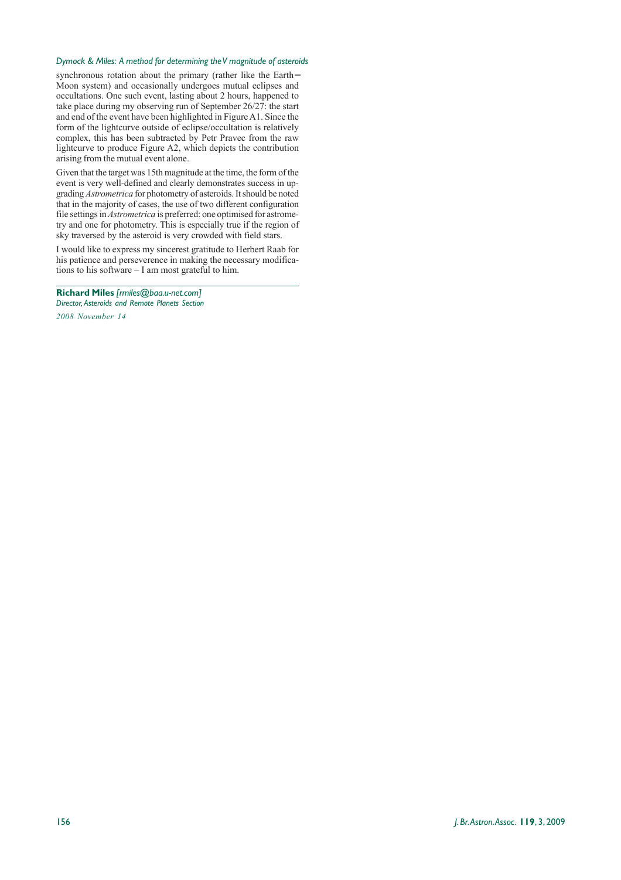synchronous rotation about the primary (rather like the Earth–Moon system) and occasionally undergoes mutual eclipses and occultations. One such event, lasting about 2 hours, happened to take place during my observing run of September 26/27: the start and end of the event have been highlighted in Figure A1. Since the form of the lightcurve outside of eclipse/occultation is relatively complex, this has been subtracted by Petr Pravec from the raw lightcurve to produce Figure A2, which depicts the contribution arising from the mutual event alone.

Given that the target was 15th magnitude at the time, the form of the event is very well-defined and clearly demonstrates success in upgrading *Astrometrica* for photometry of asteroids. It should be noted that in the majority of cases, the use of two different configuration file settings in *Astrometrica* is preferred: one optimised for astrometry and one for photometry. This is especially true if the region of sky traversed by the asteroid is very crowded with field stars.

I would like to express my sincerest gratitude to Herbert Raab for his patience and perseverence in making the necessary modifications to his software – I am most grateful to him.

**Richard Miles** *[rmiles@baa.u-net.com]*
*Director, Asteroids and Remote Planets Section*

*2008 November 14*